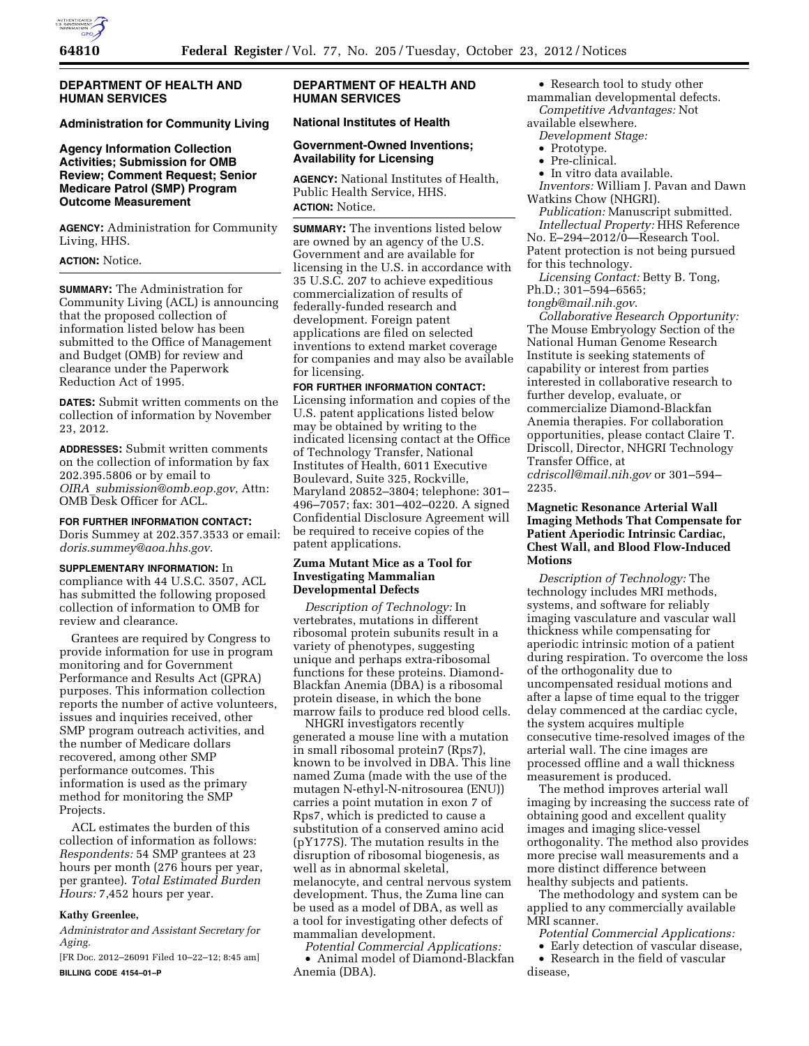## DEPARTMENT OF HEALTH AND HUMAN SERVICES

### Administration for Community Living

### Agency Information Collection Activities; Submission for OMB Review; Comment Request; Senior Medicare Patrol (SMP) Program Outcome Measurement

**AGENCY:** Administration for Community Living, HHS.

**ACTION:** Notice.

**SUMMARY:** The Administration for Community Living (ACL) is announcing that the proposed collection of information listed below has been submitted to the Office of Management and Budget (OMB) for review and clearance under the Paperwork Reduction Act of 1995.

**DATES:** Submit written comments on the collection of information by November 23, 2012.

**ADDRESSES:** Submit written comments on the collection of information by fax 202.395.5806 or by email to *OIRA_submission@omb.eop.gov,* Attn: OMB Desk Officer for ACL.

**FOR FURTHER INFORMATION CONTACT:** Doris Summey at 202.357.3533 or email: *doris.summey@aoa.hhs.gov*.

**SUPPLEMENTARY INFORMATION:** In compliance with 44 U.S.C. 3507, ACL has submitted the following proposed collection of information to OMB for review and clearance.

Grantees are required by Congress to provide information for use in program monitoring and for Government Performance and Results Act (GPRA) purposes. This information collection reports the number of active volunteers, issues and inquiries received, other SMP program outreach activities, and the number of Medicare dollars recovered, among other SMP performance outcomes. This information is used as the primary method for monitoring the SMP Projects.

ACL estimates the burden of this collection of information as follows: *Respondents:* 54 SMP grantees at 23 hours per month (276 hours per year, per grantee). *Total Estimated Burden Hours:* 7,452 hours per year.

**Kathy Greenlee,**

*Administrator and Assistant Secretary for Aging.*

[FR Doc. 2012–26091 Filed 10–22–12; 8:45 am]

**BILLING CODE 4154–01–P**

## DEPARTMENT OF HEALTH AND HUMAN SERVICES

### National Institutes of Health

### Government-Owned Inventions; Availability for Licensing

**AGENCY:** National Institutes of Health, Public Health Service, HHS.

**ACTION:** Notice.

**SUMMARY:** The inventions listed below are owned by an agency of the U.S. Government and are available for licensing in the U.S. in accordance with 35 U.S.C. 207 to achieve expeditious commercialization of results of federally-funded research and development. Foreign patent applications are filed on selected inventions to extend market coverage for companies and may also be available for licensing.

**FOR FURTHER INFORMATION CONTACT:** Licensing information and copies of the U.S. patent applications listed below may be obtained by writing to the indicated licensing contact at the Office of Technology Transfer, National Institutes of Health, 6011 Executive Boulevard, Suite 325, Rockville, Maryland 20852–3804; telephone: 301–496–7057; fax: 301–402–0220. A signed Confidential Disclosure Agreement will be required to receive copies of the patent applications.

### Zuma Mutant Mice as a Tool for Investigating Mammalian Developmental Defects

*Description of Technology:* In vertebrates, mutations in different ribosomal protein subunits result in a variety of phenotypes, suggesting unique and perhaps extra-ribosomal functions for these proteins. Diamond-Blackfan Anemia (DBA) is a ribosomal protein disease, in which the bone marrow fails to produce red blood cells.

NHGRI investigators recently generated a mouse line with a mutation in small ribosomal protein7 (Rps7), known to be involved in DBA. This line named Zuma (made with the use of the mutagen N-ethyl-N-nitrosourea (ENU)) carries a point mutation in exon 7 of Rps7, which is predicted to cause a substitution of a conserved amino acid (pY177S). The mutation results in the disruption of ribosomal biogenesis, as well as in abnormal skeletal, melanocyte, and central nervous system development. Thus, the Zuma line can be used as a model of DBA, as well as a tool for investigating other defects of mammalian development.

*Potential Commercial Applications:*

- Animal model of Diamond-Blackfan Anemia (DBA).
- Research tool to study other mammalian developmental defects.

*Competitive Advantages:* Not available elsewhere.

*Development Stage:*

- Prototype.
- Pre-clinical.
- In vitro data available.

*Inventors:* William J. Pavan and Dawn Watkins Chow (NHGRI).

*Publication:* Manuscript submitted.

*Intellectual Property:* HHS Reference No. E–294–2012/0—Research Tool. Patent protection is not being pursued for this technology.

*Licensing Contact:* Betty B. Tong, Ph.D.; 301–594–6565; *tongb@mail.nih.gov*.

*Collaborative Research Opportunity:* The Mouse Embryology Section of the National Human Genome Research Institute is seeking statements of capability or interest from parties interested in collaborative research to further develop, evaluate, or commercialize Diamond-Blackfan Anemia therapies. For collaboration opportunities, please contact Claire T. Driscoll, Director, NHGRI Technology Transfer Office, at *cdriscoll@mail.nih.gov* or 301–594–2235.

### Magnetic Resonance Arterial Wall Imaging Methods That Compensate for Patient Aperiodic Intrinsic Cardiac, Chest Wall, and Blood Flow-Induced Motions

*Description of Technology:* The technology includes MRI methods, systems, and software for reliably imaging vasculature and vascular wall thickness while compensating for aperiodic intrinsic motion of a patient during respiration. To overcome the loss of the orthogonality due to uncompensated residual motions and after a lapse of time equal to the trigger delay commenced at the cardiac cycle, the system acquires multiple consecutive time-resolved images of the arterial wall. The cine images are processed offline and a wall thickness measurement is produced.

The method improves arterial wall imaging by increasing the success rate of obtaining good and excellent quality images and imaging slice-vessel orthogonality. The method also provides more precise wall measurements and a more distinct difference between healthy subjects and patients.

The methodology and system can be applied to any commercially available MRI scanner.

*Potential Commercial Applications:*

- Early detection of vascular disease,
- Research in the field of vascular disease,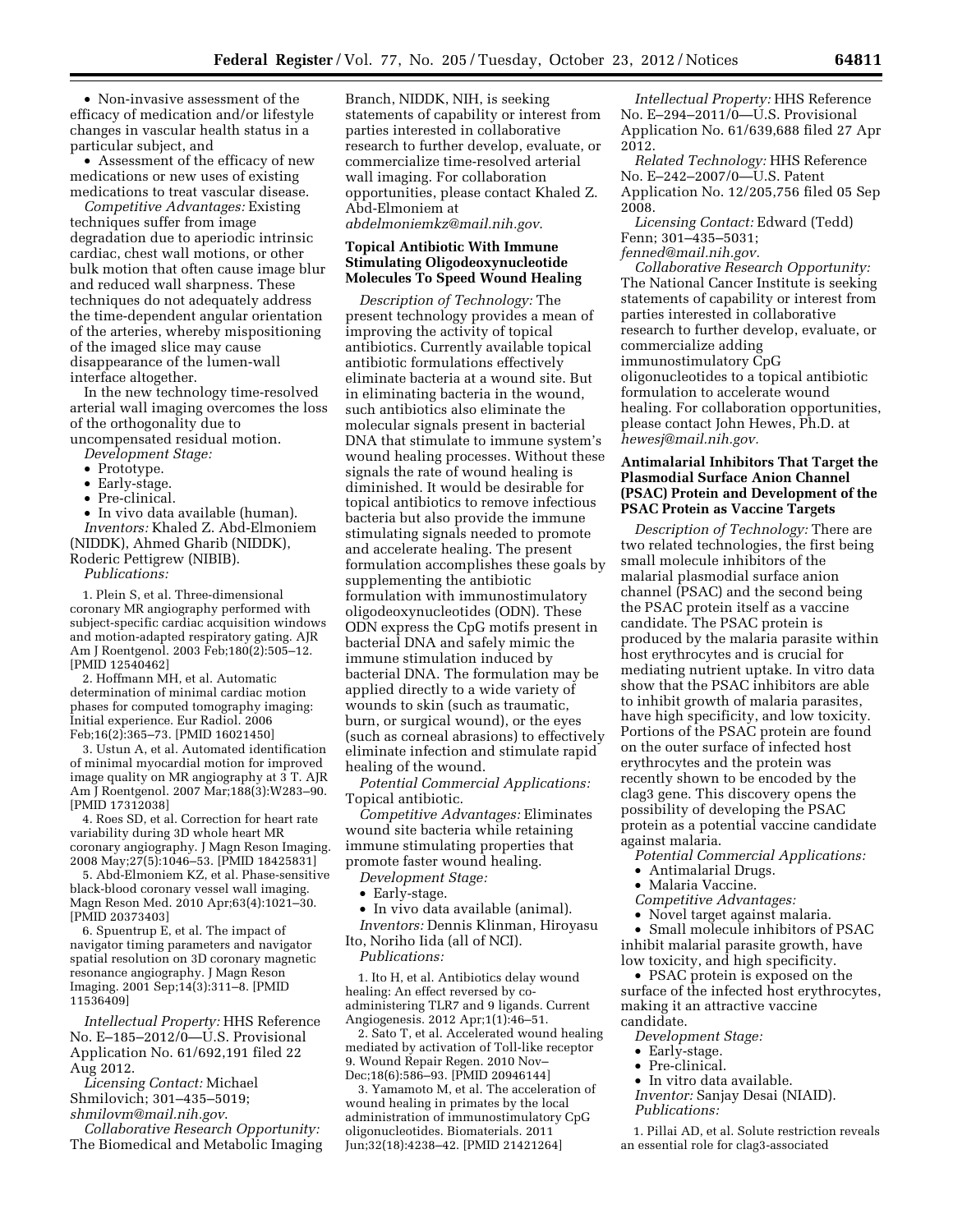- Non-invasive assessment of the efficacy of medication and/or lifestyle changes in vascular health status in a particular subject, and
- Assessment of the efficacy of new medications or new uses of existing medications to treat vascular disease.

*Competitive Advantages:* Existing techniques suffer from image degradation due to aperiodic intrinsic cardiac, chest wall motions, or other bulk motion that often cause image blur and reduced wall sharpness. These techniques do not adequately address the time-dependent angular orientation of the arteries, whereby mispositioning of the imaged slice may cause disappearance of the lumen-wall interface altogether.

In the new technology time-resolved arterial wall imaging overcomes the loss of the orthogonality due to uncompensated residual motion.

*Development Stage:*

- Prototype.
- Early-stage.
- Pre-clinical.
- In vivo data available (human).

*Inventors:* Khaled Z. Abd-Elmoniem (NIDDK), Ahmed Gharib (NIDDK), Roderic Pettigrew (NIBIB).

*Publications:*

1. Plein S, et al. Three-dimensional coronary MR angiography performed with subject-specific cardiac acquisition windows and motion-adapted respiratory gating. AJR Am J Roentgenol. 2003 Feb;180(2):505–12. [PMID 12540462]
2. Hoffmann MH, et al. Automatic determination of minimal cardiac motion phases for computed tomography imaging: Initial experience. Eur Radiol. 2006 Feb;16(2):365–73. [PMID 16021450]
3. Ustun A, et al. Automated identification of minimal myocardial motion for improved image quality on MR angiography at 3 T. AJR Am J Roentgenol. 2007 Mar;188(3):W283–90. [PMID 17312038]
4. Roes SD, et al. Correction for heart rate variability during 3D whole heart MR coronary angiography. J Magn Reson Imaging. 2008 May;27(5):1046–53. [PMID 18425831]
5. Abd-Elmoniem KZ, et al. Phase-sensitive black-blood coronary vessel wall imaging. Magn Reson Med. 2010 Apr;63(4):1021–30. [PMID 20373403]
6. Spuentrup E, et al. The impact of navigator timing parameters and navigator spatial resolution on 3D coronary magnetic resonance angiography. J Magn Reson Imaging. 2001 Sep;14(3):311–8. [PMID 11536409]

*Intellectual Property:* HHS Reference No. E–185–2012/0—U.S. Provisional Application No. 61/692,191 filed 22 Aug 2012.

*Licensing Contact:* Michael Shmilovich; 301–435–5019; *shmilovm@mail.nih.gov*.

*Collaborative Research Opportunity:* The Biomedical and Metabolic Imaging Branch, NIDDK, NIH, is seeking statements of capability or interest from parties interested in collaborative research to further develop, evaluate, or commercialize time-resolved arterial wall imaging. For collaboration opportunities, please contact Khaled Z. Abd-Elmoniem at *abdelmoniemkz@mail.nih.gov*.

## Topical Antibiotic With Immune Stimulating Oligodeoxynucleotide Molecules To Speed Wound Healing

*Description of Technology:* The present technology provides a mean of improving the activity of topical antibiotics. Currently available topical antibiotic formulations effectively eliminate bacteria at a wound site. But in eliminating bacteria in the wound, such antibiotics also eliminate the molecular signals present in bacterial DNA that stimulate to immune system's wound healing processes. Without these signals the rate of wound healing is diminished. It would be desirable for topical antibiotics to remove infectious bacteria but also provide the immune stimulating signals needed to promote and accelerate healing. The present formulation accomplishes these goals by supplementing the antibiotic formulation with immunostimulatory oligodeoxynucleotides (ODN). These ODN express the CpG motifs present in bacterial DNA and safely mimic the immune stimulation induced by bacterial DNA. The formulation may be applied directly to a wide variety of wounds to skin (such as traumatic, burn, or surgical wound), or the eyes (such as corneal abrasions) to effectively eliminate infection and stimulate rapid healing of the wound.

*Potential Commercial Applications:* Topical antibiotic.

*Competitive Advantages:* Eliminates wound site bacteria while retaining immune stimulating properties that promote faster wound healing.

*Development Stage:*

- Early-stage.
- In vivo data available (animal).

*Inventors:* Dennis Klinman, Hiroyasu Ito, Noriho Iida (all of NCI).

*Publications:*

1. Ito H, et al. Antibiotics delay wound healing: An effect reversed by co-administering TLR7 and 9 ligands. Current Angiogenesis. 2012 Apr;1(1):46–51.
2. Sato T, et al. Accelerated wound healing mediated by activation of Toll-like receptor 9. Wound Repair Regen. 2010 Nov–Dec;18(6):586–93. [PMID 20946144]
3. Yamamoto M, et al. The acceleration of wound healing in primates by the local administration of immunostimulatory CpG oligonucleotides. Biomaterials. 2011 Jun;32(18):4238–42. [PMID 21421264]

*Intellectual Property:* HHS Reference No. E–294–2011/0—U.S. Provisional Application No. 61/639,688 filed 27 Apr 2012.

*Related Technology:* HHS Reference No. E–242–2007/0—U.S. Patent Application No. 12/205,756 filed 05 Sep 2008.

*Licensing Contact:* Edward (Tedd) Fenn; 301–435–5031; *fenned@mail.nih.gov.*

*Collaborative Research Opportunity:* The National Cancer Institute is seeking statements of capability or interest from parties interested in collaborative research to further develop, evaluate, or commercialize adding immunostimulatory CpG oligonucleotides to a topical antibiotic formulation to accelerate wound healing. For collaboration opportunities, please contact John Hewes, Ph.D. at *hewesj@mail.nih.gov.*

## Antimalarial Inhibitors That Target the Plasmodial Surface Anion Channel (PSAC) Protein and Development of the PSAC Protein as Vaccine Targets

*Description of Technology:* There are two related technologies, the first being small molecule inhibitors of the malarial plasmodial surface anion channel (PSAC) and the second being the PSAC protein itself as a vaccine candidate. The PSAC protein is produced by the malaria parasite within host erythrocytes and is crucial for mediating nutrient uptake. In vitro data show that the PSAC inhibitors are able to inhibit growth of malaria parasites, have high specificity, and low toxicity. Portions of the PSAC protein are found on the outer surface of infected host erythrocytes and the protein was recently shown to be encoded by the clag3 gene. This discovery opens the possibility of developing the PSAC protein as a potential vaccine candidate against malaria.

*Potential Commercial Applications:*

- Antimalarial Drugs.
- Malaria Vaccine.

*Competitive Advantages:*

- Novel target against malaria.
- Small molecule inhibitors of PSAC inhibit malarial parasite growth, have low toxicity, and high specificity.
- PSAC protein is exposed on the surface of the infected host erythrocytes, making it an attractive vaccine candidate.

*Development Stage:*

- Early-stage.
- Pre-clinical.
- In vitro data available.

*Inventor:* Sanjay Desai (NIAID).

*Publications:*

1. Pillai AD, et al. Solute restriction reveals an essential role for clag3-associated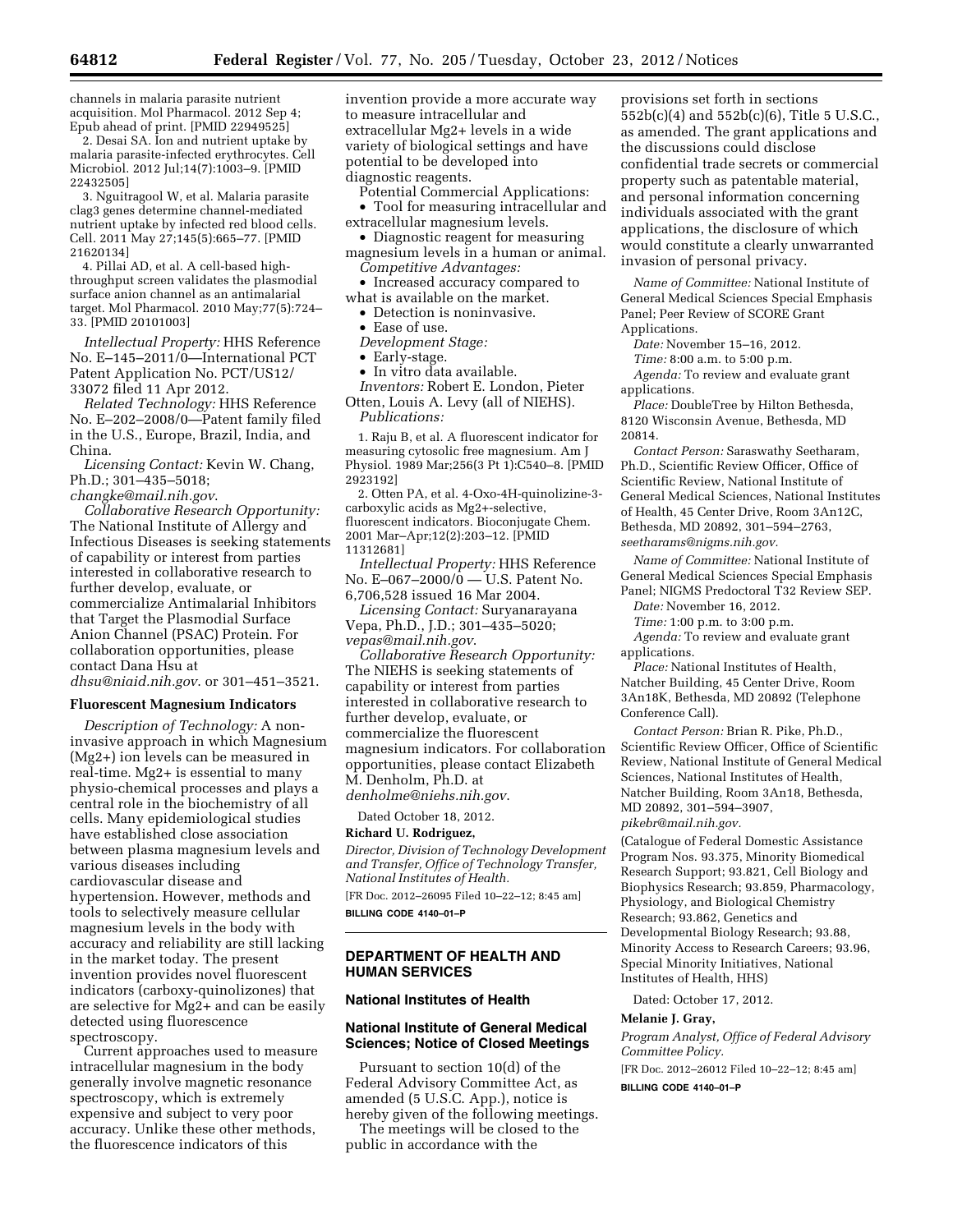channels in malaria parasite nutrient acquisition. Mol Pharmacol. 2012 Sep 4; Epub ahead of print. [PMID 22949525]

2. Desai SA. Ion and nutrient uptake by malaria parasite-infected erythrocytes. Cell Microbiol. 2012 Jul;14(7):1003–9. [PMID 22432505]

3. Nguitragool W, et al. Malaria parasite clag3 genes determine channel-mediated nutrient uptake by infected red blood cells. Cell. 2011 May 27;145(5):665–77. [PMID 21620134]

4. Pillai AD, et al. A cell-based high-throughput screen validates the plasmodial surface anion channel as an antimalarial target. Mol Pharmacol. 2010 May;77(5):724–33. [PMID 20101003]

*Intellectual Property:* HHS Reference No. E–145–2011/0—International PCT Patent Application No. PCT/US12/33072 filed 11 Apr 2012.

*Related Technology:* HHS Reference No. E–202–2008/0—Patent family filed in the U.S., Europe, Brazil, India, and China.

*Licensing Contact:* Kevin W. Chang, Ph.D.; 301–435–5018; *changke@mail.nih.gov*.

*Collaborative Research Opportunity:* The National Institute of Allergy and Infectious Diseases is seeking statements of capability or interest from parties interested in collaborative research to further develop, evaluate, or commercialize Antimalarial Inhibitors that Target the Plasmodial Surface Anion Channel (PSAC) Protein. For collaboration opportunities, please contact Dana Hsu at *dhsu@niaid.nih.gov*. or 301–451–3521.

**Fluorescent Magnesium Indicators**

*Description of Technology:* A non-invasive approach in which Magnesium (Mg2+) ion levels can be measured in real-time. Mg2+ is essential to many physio-chemical processes and plays a central role in the biochemistry of all cells. Many epidemiological studies have established close association between plasma magnesium levels and various diseases including cardiovascular disease and hypertension. However, methods and tools to selectively measure cellular magnesium levels in the body with accuracy and reliability are still lacking in the market today. The present invention provides novel fluorescent indicators (carboxy-quinolizones) that are selective for Mg2+ and can be easily detected using fluorescence spectroscopy.

Current approaches used to measure intracellular magnesium in the body generally involve magnetic resonance spectroscopy, which is extremely expensive and subject to very poor accuracy. Unlike these other methods, the fluorescence indicators of this invention provide a more accurate way to measure intracellular and extracellular Mg2+ levels in a wide variety of biological settings and have potential to be developed into diagnostic reagents.

Potential Commercial Applications:

- Tool for measuring intracellular and extracellular magnesium levels.
- Diagnostic reagent for measuring magnesium levels in a human or animal.

*Competitive Advantages:*

- Increased accuracy compared to what is available on the market.
- Detection is noninvasive.
- Ease of use.

*Development Stage:*

- Early-stage.
- In vitro data available.

*Inventors:* Robert E. London, Pieter Otten, Louis A. Levy (all of NIEHS).

*Publications:*

1. Raju B, et al. A fluorescent indicator for measuring cytosolic free magnesium. Am J Physiol. 1989 Mar;256(3 Pt 1):C540–8. [PMID 2923192]

2. Otten PA, et al. 4-Oxo-4H-quinolizine-3-carboxylic acids as Mg2+-selective, fluorescent indicators. Bioconjugate Chem. 2001 Mar–Apr;12(2):203–12. [PMID 11312681]

*Intellectual Property:* HHS Reference No. E–067–2000/0 — U.S. Patent No. 6,706,528 issued 16 Mar 2004.

*Licensing Contact:* Suryanarayana Vepa, Ph.D., J.D.; 301–435–5020; *vepas@mail.nih.gov*.

*Collaborative Research Opportunity:* The NIEHS is seeking statements of capability or interest from parties interested in collaborative research to further develop, evaluate, or commercialize the fluorescent magnesium indicators. For collaboration opportunities, please contact Elizabeth M. Denholm, Ph.D. at *denholme@niehs.nih.gov*.

Dated October 18, 2012.

**Richard U. Rodriguez,**

*Director, Division of Technology Development and Transfer, Office of Technology Transfer, National Institutes of Health.*

[FR Doc. 2012–26095 Filed 10–22–12; 8:45 am]

**BILLING CODE 4140–01–P**

## DEPARTMENT OF HEALTH AND HUMAN SERVICES

### National Institutes of Health

### National Institute of General Medical Sciences; Notice of Closed Meetings

Pursuant to section 10(d) of the Federal Advisory Committee Act, as amended (5 U.S.C. App.), notice is hereby given of the following meetings.

The meetings will be closed to the public in accordance with the provisions set forth in sections 552b(c)(4) and 552b(c)(6), Title 5 U.S.C., as amended. The grant applications and the discussions could disclose confidential trade secrets or commercial property such as patentable material, and personal information concerning individuals associated with the grant applications, the disclosure of which would constitute a clearly unwarranted invasion of personal privacy.

*Name of Committee:* National Institute of General Medical Sciences Special Emphasis Panel; Peer Review of SCORE Grant Applications.

*Date:* November 15–16, 2012.

*Time:* 8:00 a.m. to 5:00 p.m.

*Agenda:* To review and evaluate grant applications.

*Place:* DoubleTree by Hilton Bethesda, 8120 Wisconsin Avenue, Bethesda, MD 20814.

*Contact Person:* Saraswathy Seetharam, Ph.D., Scientific Review Officer, Office of Scientific Review, National Institute of General Medical Sciences, National Institutes of Health, 45 Center Drive, Room 3An12C, Bethesda, MD 20892, 301–594–2763, *seetharams@nigms.nih.gov.*

*Name of Committee:* National Institute of General Medical Sciences Special Emphasis Panel; NIGMS Predoctoral T32 Review SEP.

*Date:* November 16, 2012.

*Time:* 1:00 p.m. to 3:00 p.m.

*Agenda:* To review and evaluate grant applications.

*Place:* National Institutes of Health, Natcher Building, 45 Center Drive, Room 3An18K, Bethesda, MD 20892 (Telephone Conference Call).

*Contact Person:* Brian R. Pike, Ph.D., Scientific Review Officer, Office of Scientific Review, National Institute of General Medical Sciences, National Institutes of Health, Natcher Building, Room 3An18, Bethesda, MD 20892, 301–594–3907, *pikebr@mail.nih.gov.*

(Catalogue of Federal Domestic Assistance Program Nos. 93.375, Minority Biomedical Research Support; 93.821, Cell Biology and Biophysics Research; 93.859, Pharmacology, Physiology, and Biological Chemistry Research; 93.862, Genetics and Developmental Biology Research; 93.88, Minority Access to Research Careers; 93.96, Special Minority Initiatives, National Institutes of Health, HHS)

Dated: October 17, 2012.

**Melanie J. Gray,**

*Program Analyst, Office of Federal Advisory Committee Policy.*

[FR Doc. 2012–26012 Filed 10–22–12; 8:45 am]

**BILLING CODE 4140–01–P**